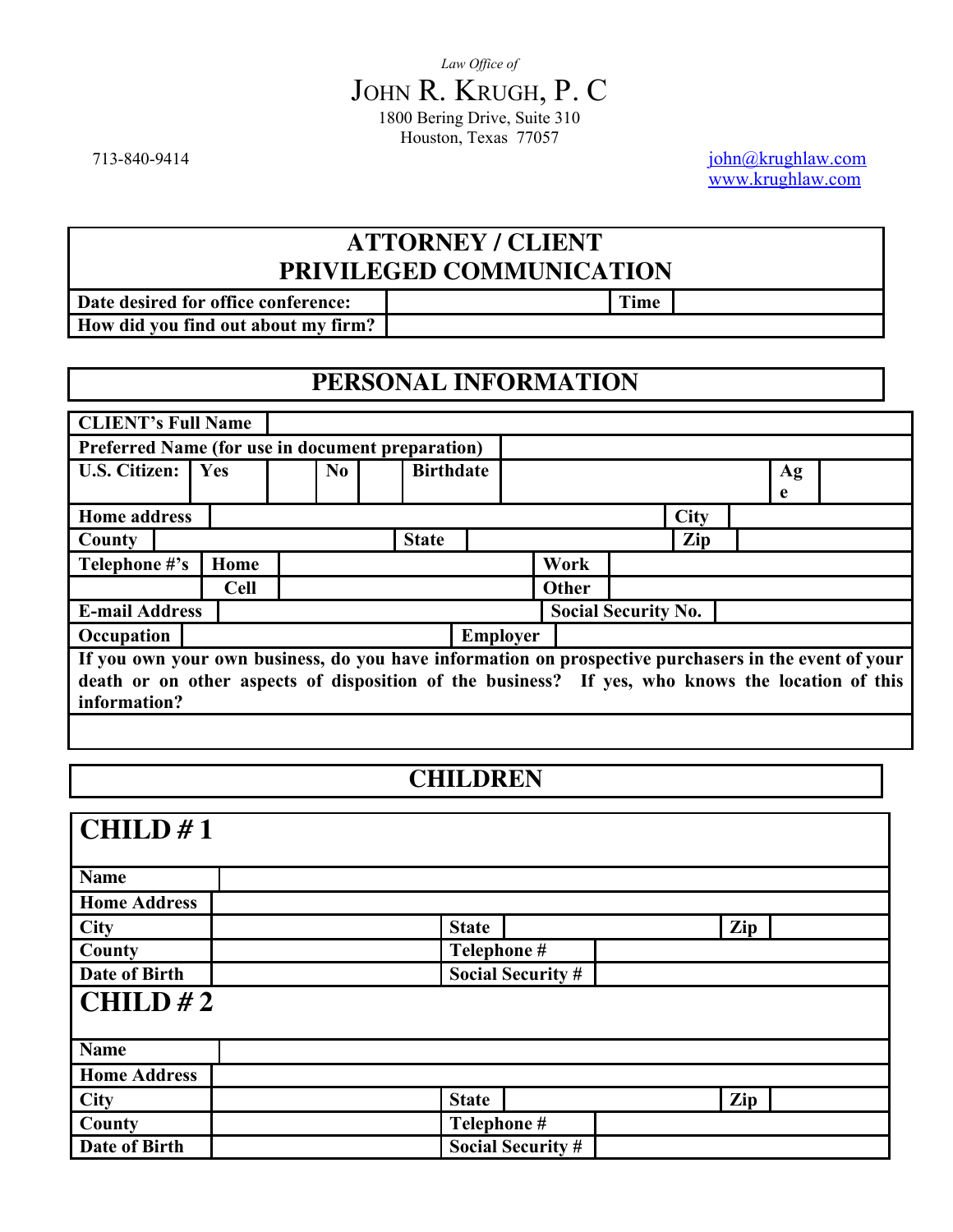*Law Office of*

# JOHN R. KRUGH, P. C

1800 Bering Drive, Suite 310
Houston, Texas 77057

713-840-9414

john@krughlaw.com
www.krughlaw.com

## ATTORNEY / CLIENT PRIVILEGED COMMUNICATION

| Date desired for office conference: | | Time | |
|---|---|---|---|
| How did you find out about my firm? | | | |

## PERSONAL INFORMATION

| CLIENT's Full Name | | | | | | | |
|---|---|---|---|---|---|---|---|
| Preferred Name (for use in document preparation) | | | | | | | |
| U.S. Citizen: | Yes | | No | | Birthdate | | Age |
| Home address | | | | | | City | |
| County | | | State | | | Zip | |
| Telephone #'s | Home | | | Work | | | |
| | Cell | | | Other | | | |
| E-mail Address | | | | Social Security No. | | | |
| Occupation | | | Employer | | | | |

**If you own your own business, do you have information on prospective purchasers in the event of your death or on other aspects of disposition of the business? If yes, who knows the location of this information?**

## CHILDREN

### CHILD # 1

| Name | | | | | |
|---|---|---|---|---|---|
| Home Address | | | | | |
| City | | State | | Zip | |
| County | | Telephone # | | | |
| Date of Birth | | Social Security # | | | |

### CHILD # 2

| Name | | | | | |
|---|---|---|---|---|---|
| Home Address | | | | | |
| City | | State | | Zip | |
| County | | Telephone # | | | |
| Date of Birth | | Social Security # | | | |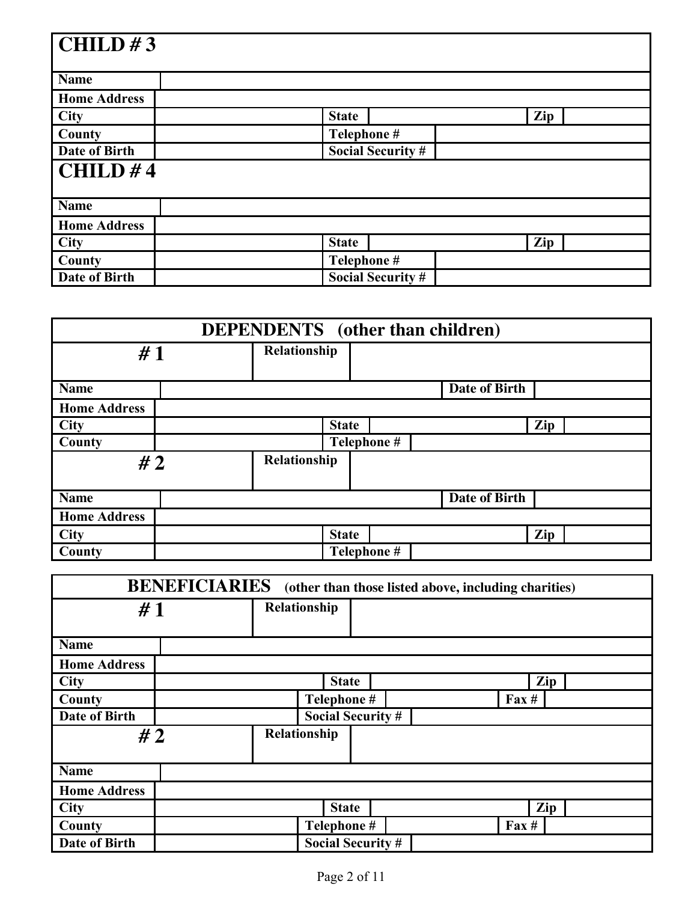| CHILD # 3 | | | | | |
|---|---|---|---|---|---|
| Name | | | | | |
| Home Address | | | | | |
| City | | State | | Zip | |
| County | | Telephone # | | | |
| Date of Birth | | Social Security # | | | |

| CHILD # 4 | | | | | |
|---|---|---|---|---|---|
| Name | | | | | |
| Home Address | | | | | |
| City | | State | | Zip | |
| County | | Telephone # | | | |
| Date of Birth | | Social Security # | | | |

| DEPENDENTS (other than children) | | | | | |
|---|---|---|---|---|---|
| # 1 | Relationship | | | | |
| Name | | | Date of Birth | | |
| Home Address | | | | | |
| City | | State | | Zip | |
| County | | Telephone # | | | |
| # 2 | Relationship | | | | |
| Name | | | Date of Birth | | |
| Home Address | | | | | |
| City | | State | | Zip | |
| County | | Telephone # | | | |

| BENEFICIARIES (other than those listed above, including charities) | | | | | |
|---|---|---|---|---|---|
| # 1 | Relationship | | | | |
| Name | | | | | |
| Home Address | | | | | |
| City | | State | | Zip | |
| County | | Telephone # | | Fax # | |
| Date of Birth | | Social Security # | | | |
| # 2 | Relationship | | | | |
| Name | | | | | |
| Home Address | | | | | |
| City | | State | | Zip | |
| County | | Telephone # | | Fax # | |
| Date of Birth | | Social Security # | | | |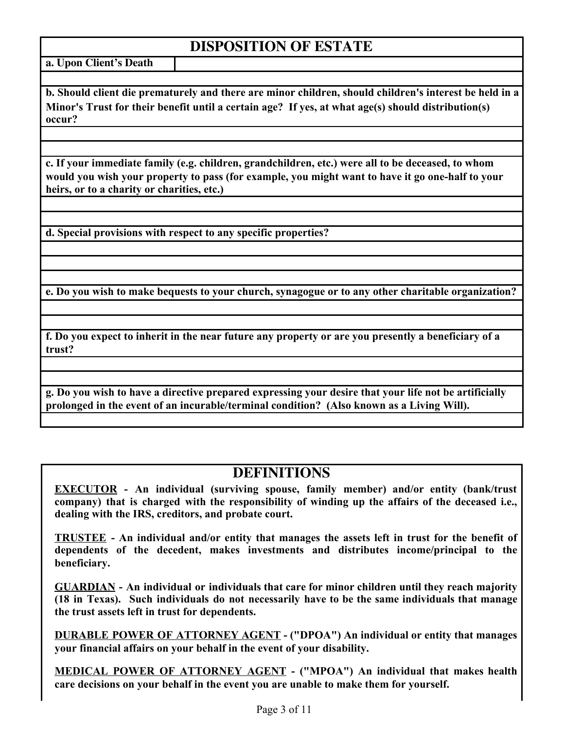## DISPOSITION OF ESTATE

| **a. Upon Client's Death** | |
|---|---|

**b. Should client die prematurely and there are minor children, should children's interest be held in a Minor's Trust for their benefit until a certain age? If yes, at what age(s) should distribution(s) occur?**

**c. If your immediate family (e.g. children, grandchildren, etc.) were all to be deceased, to whom would you wish your property to pass (for example, you might want to have it go one-half to your heirs, or to a charity or charities, etc.)**

**d. Special provisions with respect to any specific properties?**

**e. Do you wish to make bequests to your church, synagogue or to any other charitable organization?**

**f. Do you expect to inherit in the near future any property or are you presently a beneficiary of a trust?**

**g. Do you wish to have a directive prepared expressing your desire that your life not be artificially prolonged in the event of an incurable/terminal condition? (Also known as a Living Will).**

## DEFINITIONS

**EXECUTOR - An individual (surviving spouse, family member) and/or entity (bank/trust company) that is charged with the responsibility of winding up the affairs of the deceased i.e., dealing with the IRS, creditors, and probate court.**

**TRUSTEE - An individual and/or entity that manages the assets left in trust for the benefit of dependents of the decedent, makes investments and distributes income/principal to the beneficiary.**

**GUARDIAN - An individual or individuals that care for minor children until they reach majority (18 in Texas). Such individuals do not necessarily have to be the same individuals that manage the trust assets left in trust for dependents.**

**DURABLE POWER OF ATTORNEY AGENT - ("DPOA") An individual or entity that manages your financial affairs on your behalf in the event of your disability.**

**MEDICAL POWER OF ATTORNEY AGENT - ("MPOA") An individual that makes health care decisions on your behalf in the event you are unable to make them for yourself.**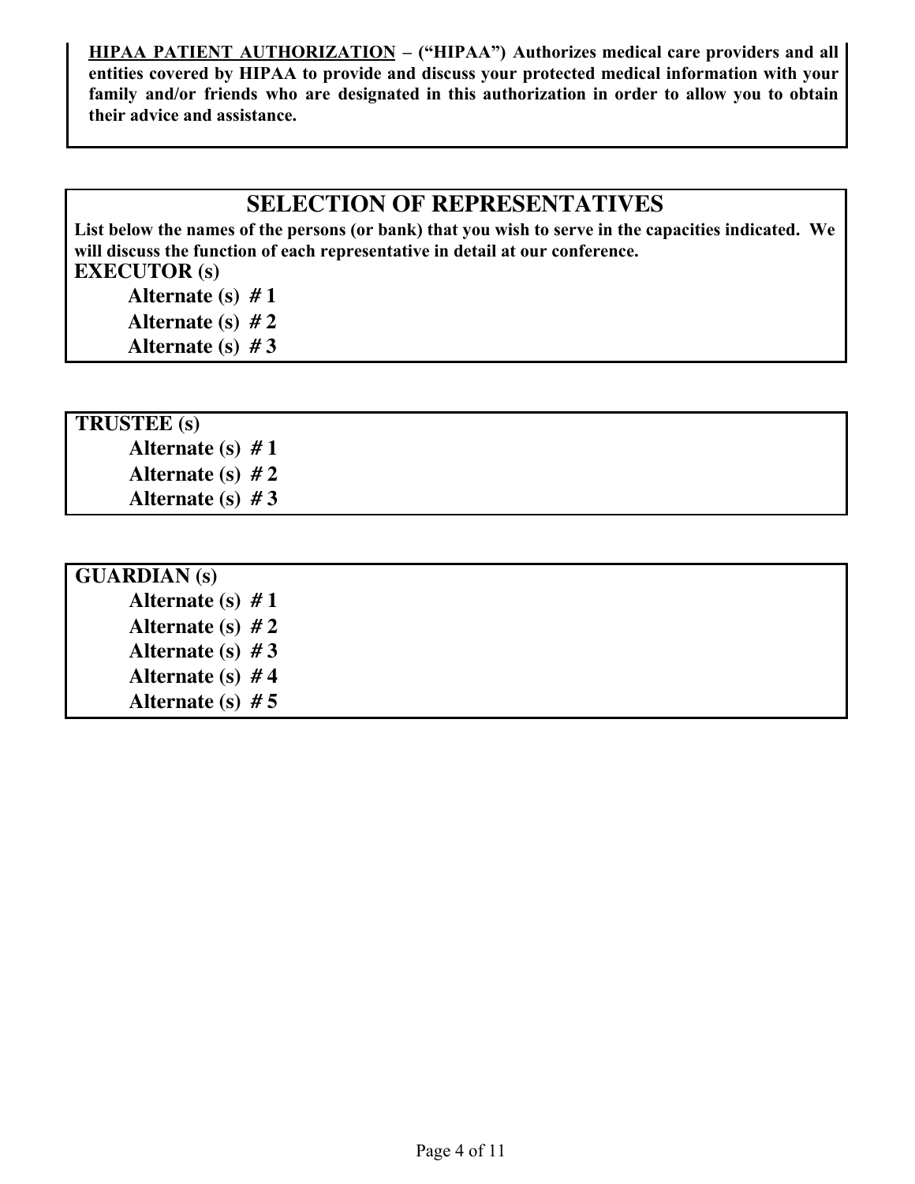**<u>HIPAA PATIENT AUTHORIZATION</u> – ("HIPAA") Authorizes medical care providers and all entities covered by HIPAA to provide and discuss your protected medical information with your family and/or friends who are designated in this authorization in order to allow you to obtain their advice and assistance.**

## SELECTION OF REPRESENTATIVES

**List below the names of the persons (or bank) that you wish to serve in the capacities indicated. We will discuss the function of each representative in detail at our conference.**

**EXECUTOR (s)**

**Alternate (s) # 1**

**Alternate (s) # 2**

**Alternate (s) # 3**

**TRUSTEE (s)**

**Alternate (s) # 1**

**Alternate (s) # 2**

**Alternate (s) # 3**

**GUARDIAN (s)**

**Alternate (s) # 1**

**Alternate (s) # 2**

**Alternate (s) # 3**

**Alternate (s) # 4**

**Alternate (s) # 5**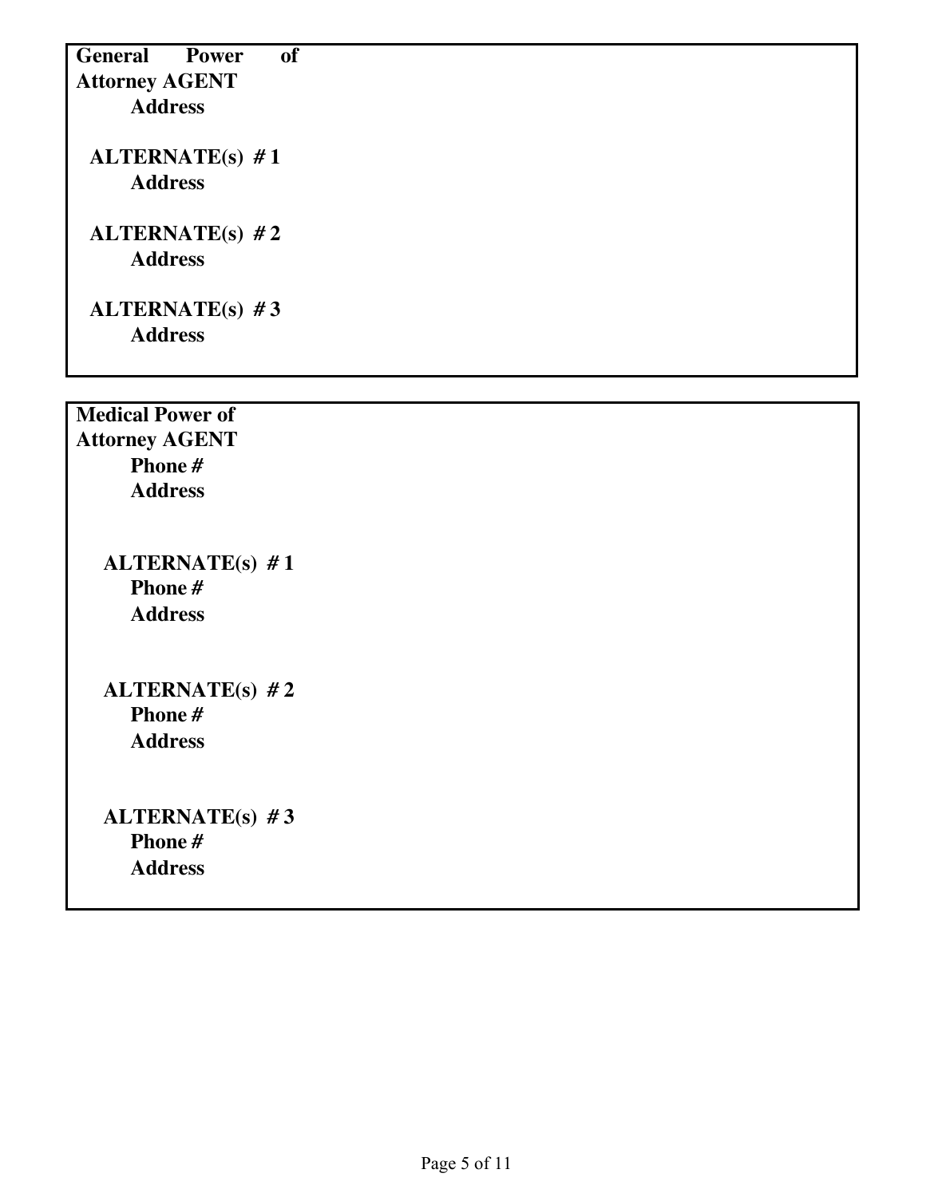**General Power of Attorney AGENT**

**Address**

**ALTERNATE(s) # 1**

**Address**

**ALTERNATE(s) # 2**

**Address**

**ALTERNATE(s) # 3**

**Address**

**Medical Power of Attorney AGENT**

**Phone #**

**Address**

**ALTERNATE(s) # 1**

**Phone #**

**Address**

**ALTERNATE(s) # 2**

**Phone #**

**Address**

**ALTERNATE(s) # 3**

**Phone #**

**Address**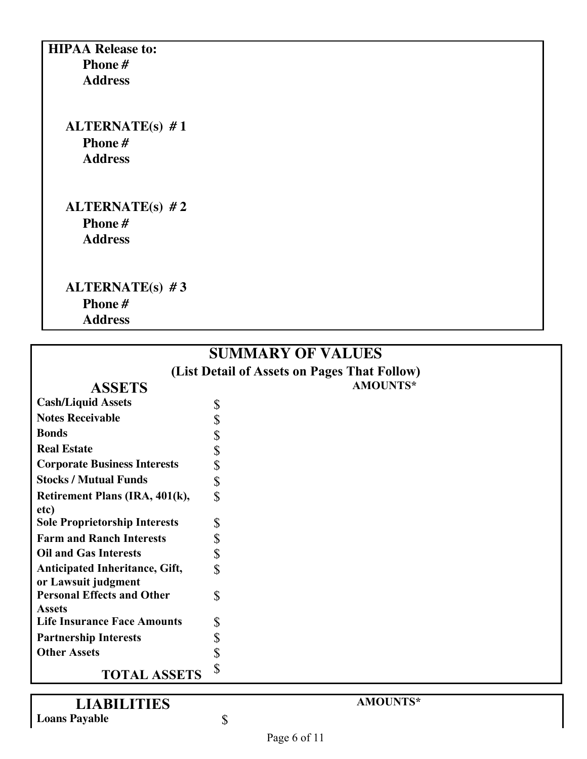**HIPAA Release to:**
**Phone #**
**Address**

**ALTERNATE(s) # 1**
**Phone #**
**Address**

**ALTERNATE(s) # 2**
**Phone #**
**Address**

**ALTERNATE(s) # 3**
**Phone #**
**Address**

## SUMMARY OF VALUES

**(List Detail of Assets on Pages That Follow)**

| ASSETS | AMOUNTS* |
|---|---|
| **Cash/Liquid Assets** | $ |
| **Notes Receivable** | $ |
| **Bonds** | $ |
| **Real Estate** | $ |
| **Corporate Business Interests** | $ |
| **Stocks / Mutual Funds** | $ |
| **Retirement Plans (IRA, 401(k), etc)** | $ |
| **Sole Proprietorship Interests** | $ |
| **Farm and Ranch Interests** | $ |
| **Oil and Gas Interests** | $ |
| **Anticipated Inheritance, Gift, or Lawsuit judgment** | $ |
| **Personal Effects and Other Assets** | $ |
| **Life Insurance Face Amounts** | $ |
| **Partnership Interests** | $ |
| **Other Assets** | $ |
| **TOTAL ASSETS** | $ |

| LIABILITIES | AMOUNTS* |
|---|---|
| **Loans Payable** | $ |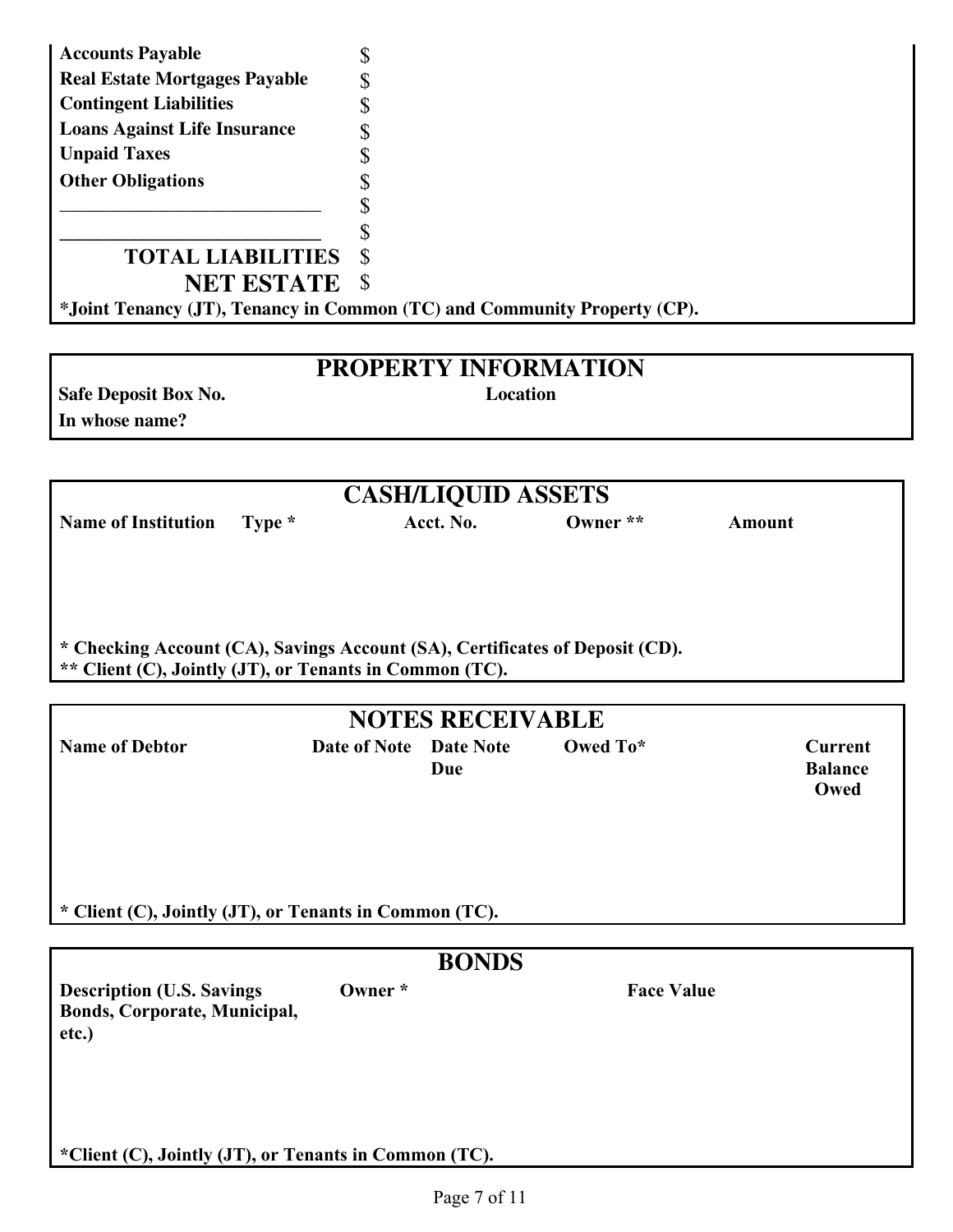| | |
|---|---|
| **Accounts Payable** | $ |
| **Real Estate Mortgages Payable** | $ |
| **Contingent Liabilities** | $ |
| **Loans Against Life Insurance** | $ |
| **Unpaid Taxes** | $ |
| **Other Obligations** | $ |
| ___________________________ | $ |
| ___________________________ | $ |
| **TOTAL LIABILITIES** | $ |
| **NET ESTATE** | $ |

***Joint Tenancy (JT), Tenancy in Common (TC) and Community Property (CP).**

## PROPERTY INFORMATION

**Safe Deposit Box No.** **Location**

**In whose name?**

## CASH/LIQUID ASSETS

| Name of Institution | Type * | Acct. No. | Owner ** | Amount |
|---|---|---|---|---|
| | | | | |

**\* Checking Account (CA), Savings Account (SA), Certificates of Deposit (CD).**
**\*\* Client (C), Jointly (JT), or Tenants in Common (TC).**

## NOTES RECEIVABLE

| Name of Debtor | Date of Note | Date Note Due | Owed To* | Current Balance Owed |
|---|---|---|---|---|
| | | | | |

**\* Client (C), Jointly (JT), or Tenants in Common (TC).**

## BONDS

| Description (U.S. Savings Bonds, Corporate, Municipal, etc.) | Owner * | Face Value |
|---|---|---|
| | | |

***Client (C), Jointly (JT), or Tenants in Common (TC).**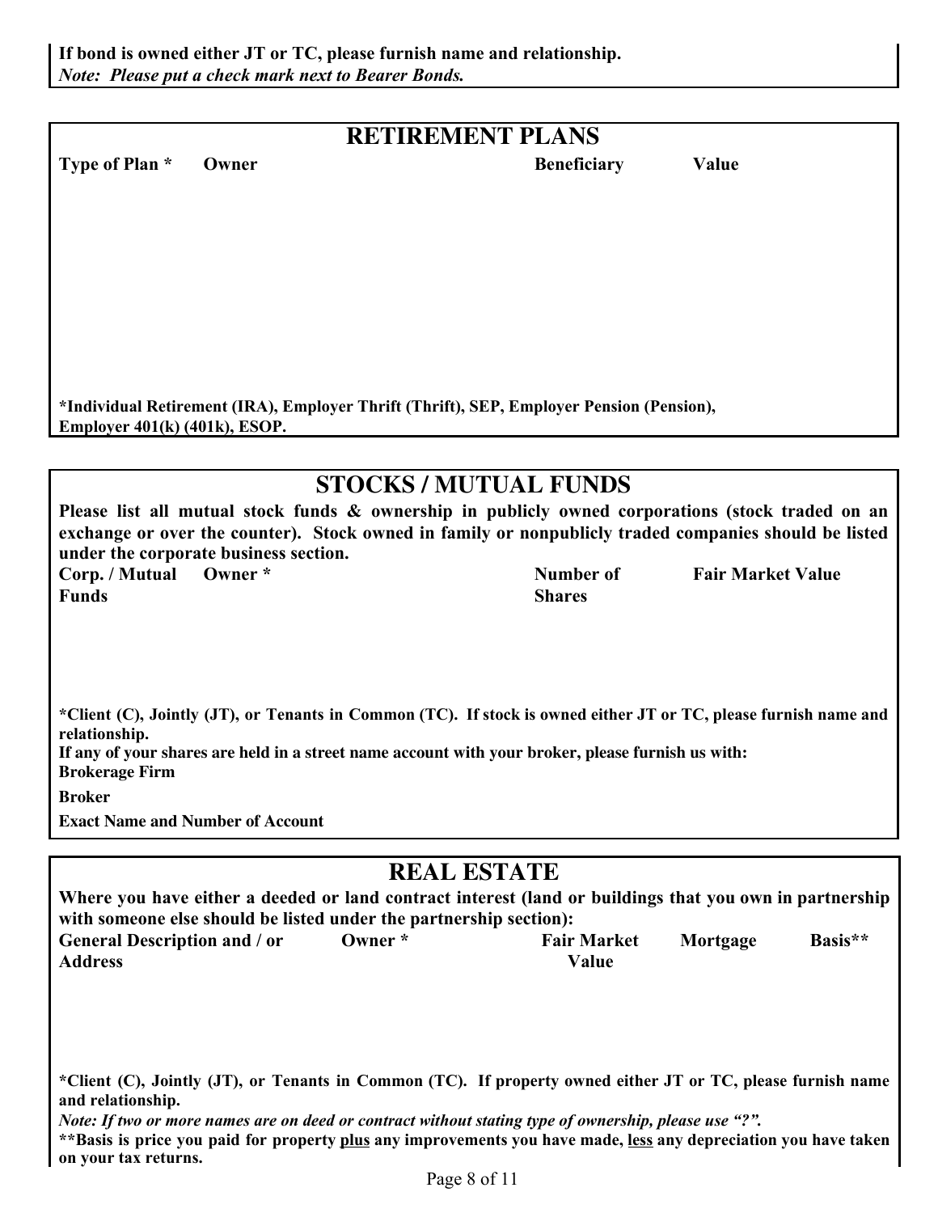**If bond is owned either JT or TC, please furnish name and relationship.**
***Note: Please put a check mark next to Bearer Bonds.***

## RETIREMENT PLANS

| Type of Plan * | Owner | Beneficiary | Value |
|---|---|---|---|
| | | | |

**\*Individual Retirement (IRA), Employer Thrift (Thrift), SEP, Employer Pension (Pension), Employer 401(k) (401k), ESOP.**

## STOCKS / MUTUAL FUNDS

**Please list all mutual stock funds & ownership in publicly owned corporations (stock traded on an exchange or over the counter). Stock owned in family or nonpublicly traded companies should be listed under the corporate business section.**

| Corp. / Mutual Funds | Owner * | Number of Shares | Fair Market Value |
|---|---|---|---|
| | | | |

**\*Client (C), Jointly (JT), or Tenants in Common (TC). If stock is owned either JT or TC, please furnish name and relationship.**

**If any of your shares are held in a street name account with your broker, please furnish us with:**

**Brokerage Firm**

**Broker**

**Exact Name and Number of Account**

## REAL ESTATE

**Where you have either a deeded or land contract interest (land or buildings that you own in partnership with someone else should be listed under the partnership section):**

| General Description and / or Address | Owner * | Fair Market Value | Mortgage | Basis** |
|---|---|---|---|---|
| | | | | |

**\*Client (C), Jointly (JT), or Tenants in Common (TC). If property owned either JT or TC, please furnish name and relationship.**

***Note: If two or more names are on deed or contract without stating type of ownership, please use "?".***

**\*\*Basis is price you paid for property <u>plus</u> any improvements you have made, <u>less</u> any depreciation you have taken on your tax returns.**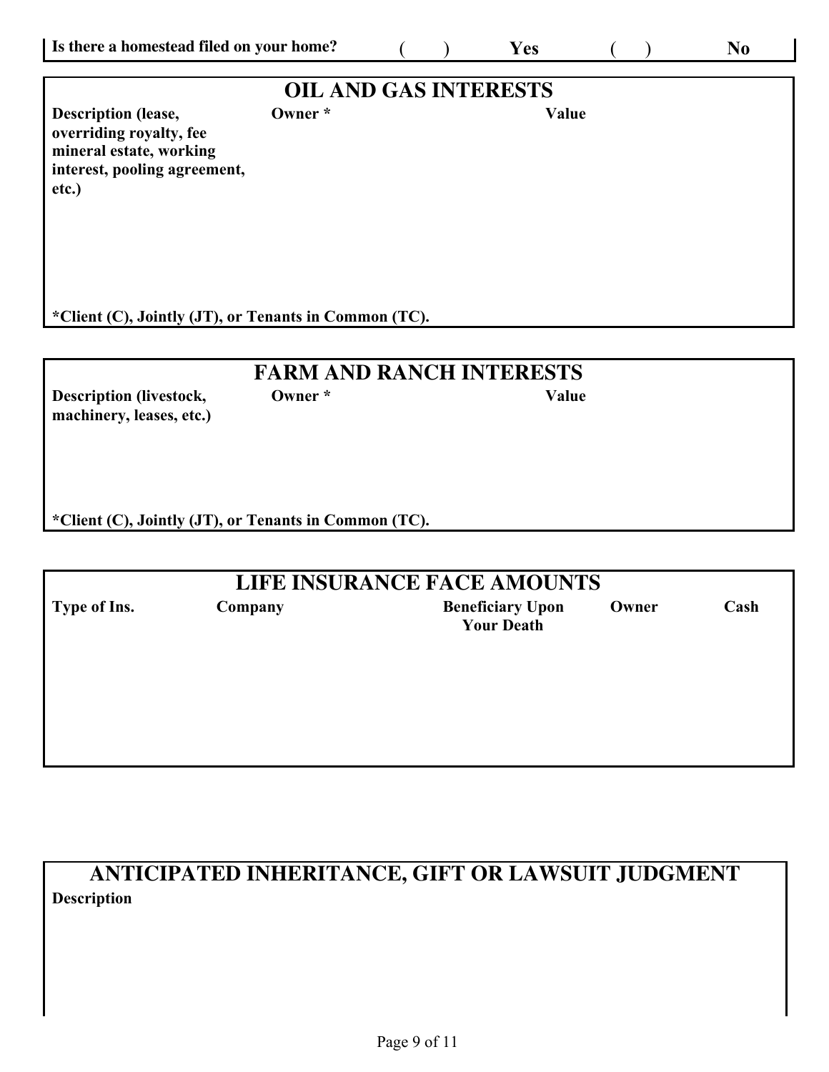**Is there a homestead filed on your home?** ( ) **Yes** ( ) **No**

## OIL AND GAS INTERESTS

| Description (lease, overriding royalty, fee mineral estate, working interest, pooling agreement, etc.) | Owner * | Value |
|---|---|---|
| | | |

**\*Client (C), Jointly (JT), or Tenants in Common (TC).**

## FARM AND RANCH INTERESTS

| Description (livestock, machinery, leases, etc.) | Owner * | Value |
|---|---|---|
| | | |

**\*Client (C), Jointly (JT), or Tenants in Common (TC).**

## LIFE INSURANCE FACE AMOUNTS

| Type of Ins. | Company | Beneficiary Upon Your Death | Owner | Cash |
|---|---|---|---|---|
| | | | | |

## ANTICIPATED INHERITANCE, GIFT OR LAWSUIT JUDGMENT

**Description**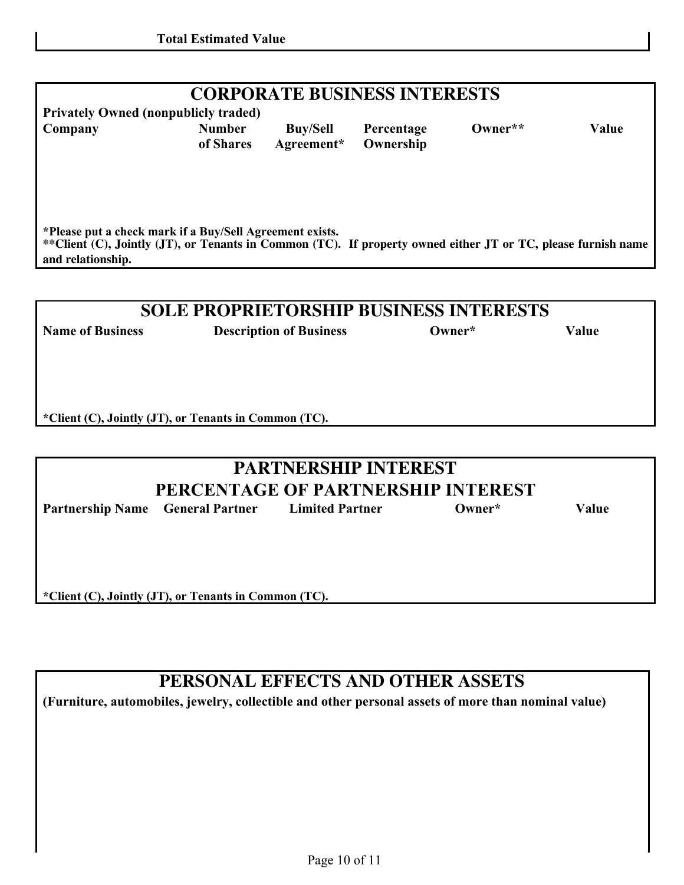**Total Estimated Value**

## CORPORATE BUSINESS INTERESTS

**Privately Owned (nonpublicly traded)**

| Company | Number of Shares | Buy/Sell Agreement* | Percentage Ownership | Owner** | Value |
|---|---|---|---|---|---|
| | | | | | |

***Please put a check mark if a Buy/Sell Agreement exists.**
****Client (C), Jointly (JT), or Tenants in Common (TC). If property owned either JT or TC, please furnish name and relationship.**

## SOLE PROPRIETORSHIP BUSINESS INTERESTS

| Name of Business | Description of Business | Owner* | Value |
|---|---|---|---|
| | | | |

***Client (C), Jointly (JT), or Tenants in Common (TC).**

## PARTNERSHIP INTEREST
## PERCENTAGE OF PARTNERSHIP INTEREST

| Partnership Name | General Partner | Limited Partner | Owner* | Value |
|---|---|---|---|---|
| | | | | |

***Client (C), Jointly (JT), or Tenants in Common (TC).**

## PERSONAL EFFECTS AND OTHER ASSETS

**(Furniture, automobiles, jewelry, collectible and other personal assets of more than nominal value)**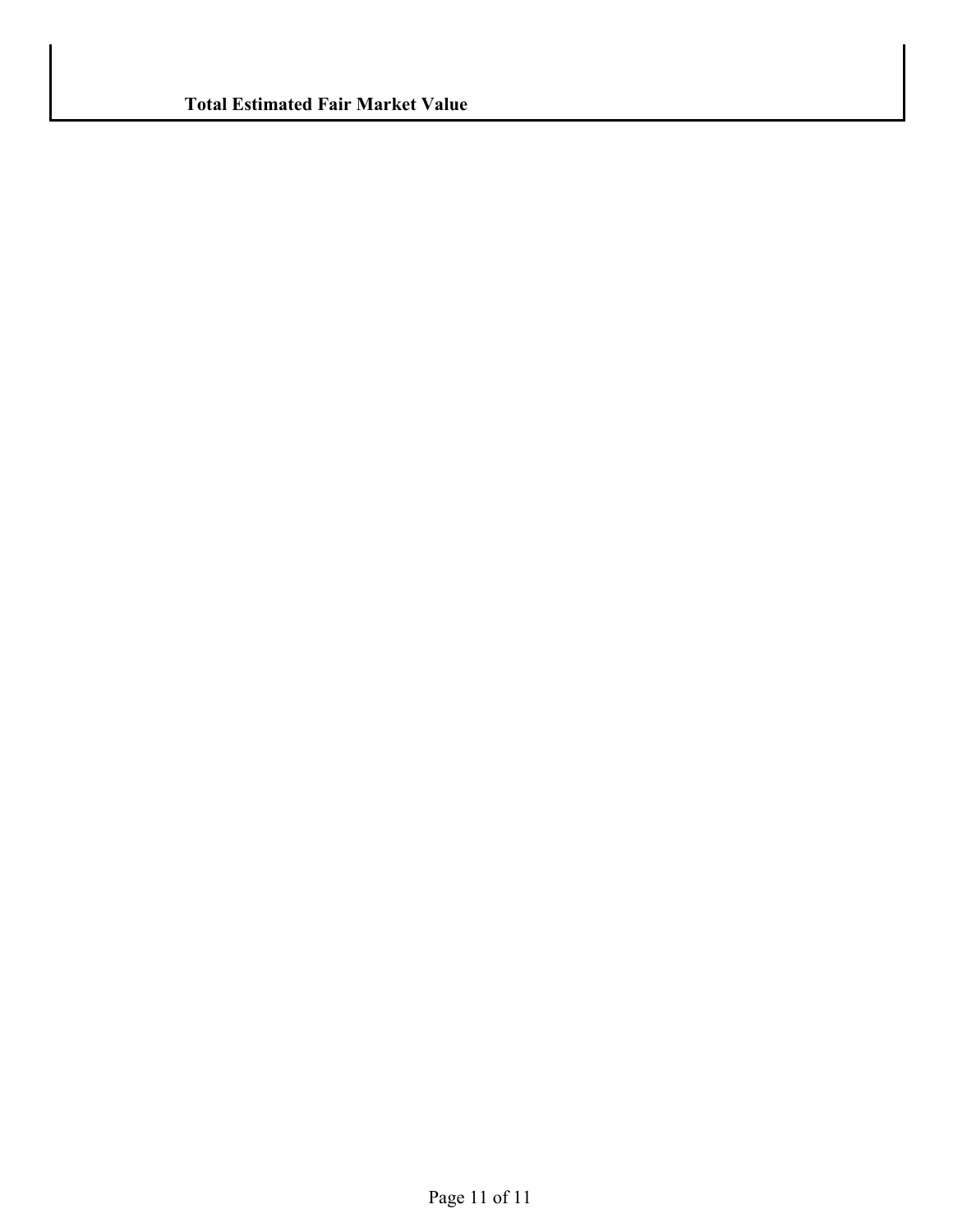**Total Estimated Fair Market Value**